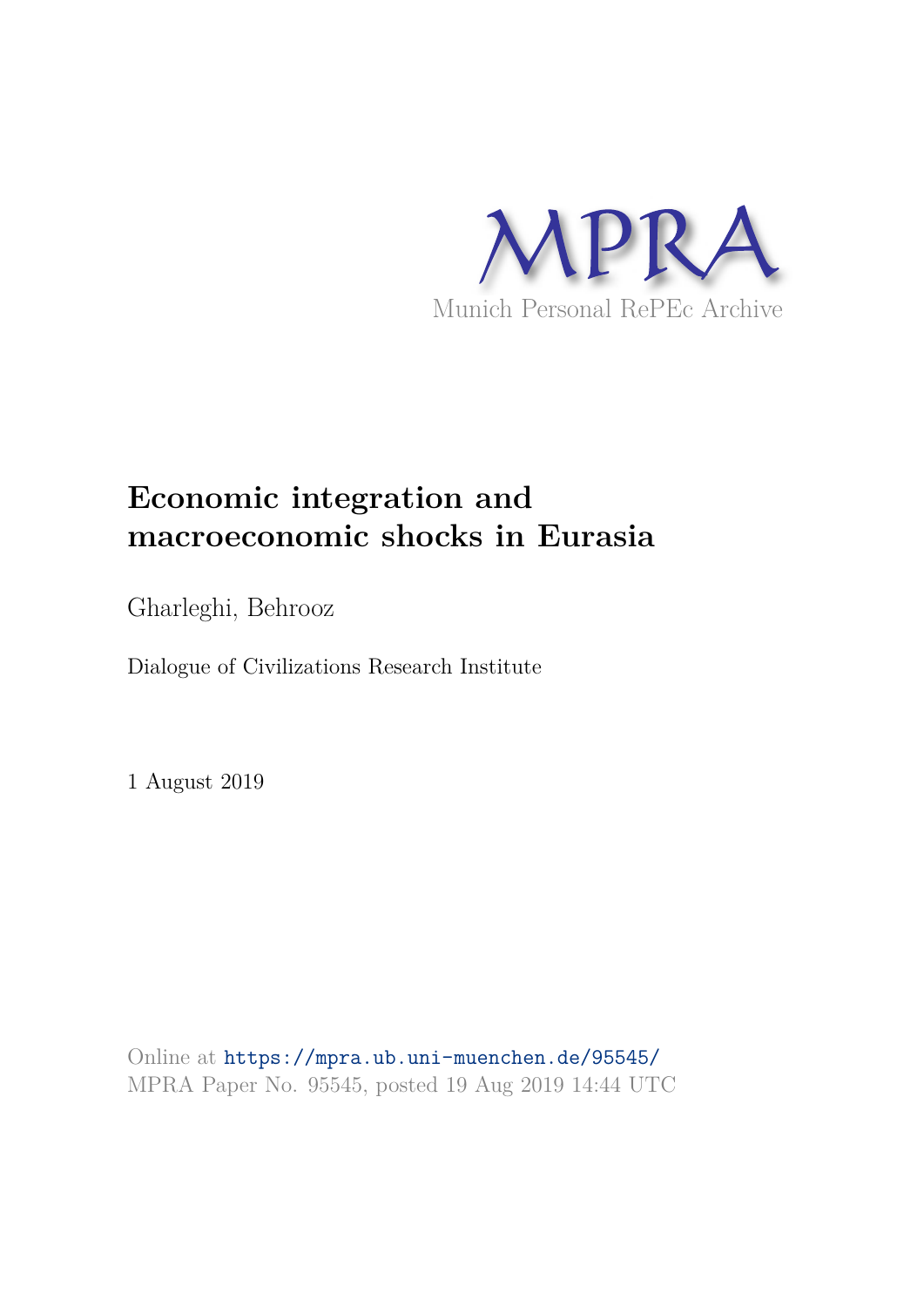MPRA

Munich Personal RePEc Archive

# Economic integration and macroeconomic shocks in Eurasia

Gharleghi, Behrooz

Dialogue of Civilizations Research Institute

1 August 2019

Online at https://mpra.ub.uni-muenchen.de/95545/
MPRA Paper No. 95545, posted 19 Aug 2019 14:44 UTC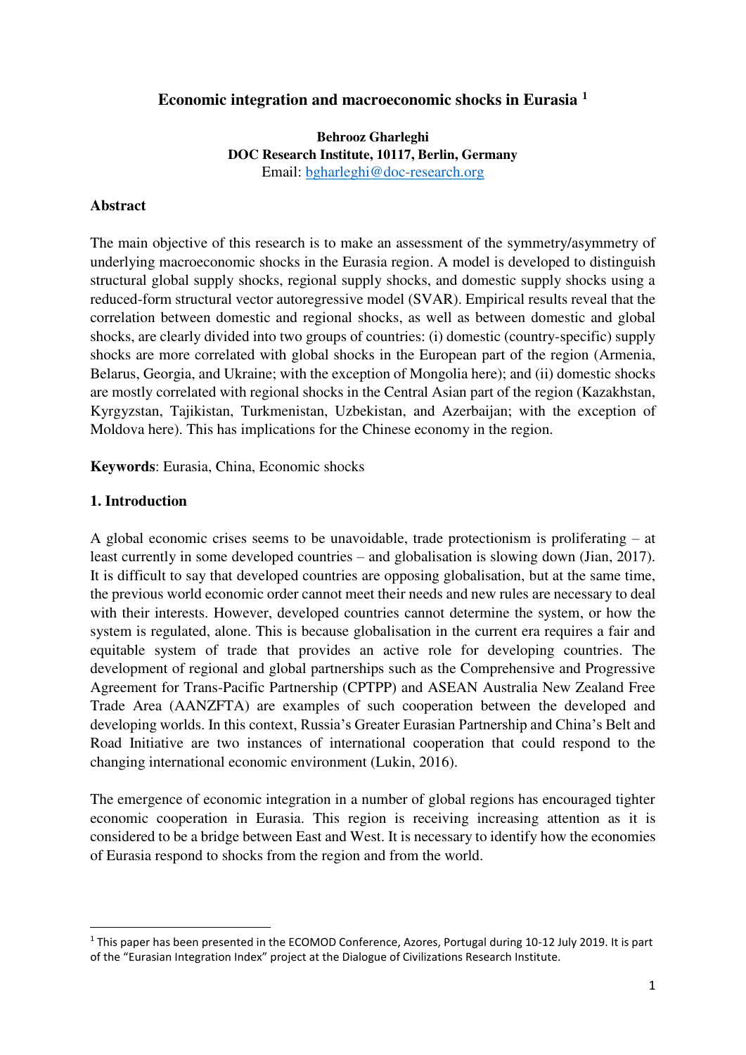**Economic integration and macroeconomic shocks in Eurasia [1]**

**Behrooz Gharleghi**
**DOC Research Institute, 10117, Berlin, Germany**
Email: bgharleghi@doc-research.org

**Abstract**

The main objective of this research is to make an assessment of the symmetry/asymmetry of underlying macroeconomic shocks in the Eurasia region. A model is developed to distinguish structural global supply shocks, regional supply shocks, and domestic supply shocks using a reduced-form structural vector autoregressive model (SVAR). Empirical results reveal that the correlation between domestic and regional shocks, as well as between domestic and global shocks, are clearly divided into two groups of countries: (i) domestic (country-specific) supply shocks are more correlated with global shocks in the European part of the region (Armenia, Belarus, Georgia, and Ukraine; with the exception of Mongolia here); and (ii) domestic shocks are mostly correlated with regional shocks in the Central Asian part of the region (Kazakhstan, Kyrgyzstan, Tajikistan, Turkmenistan, Uzbekistan, and Azerbaijan; with the exception of Moldova here). This has implications for the Chinese economy in the region.

**Keywords**: Eurasia, China, Economic shocks

## 1. Introduction

A global economic crises seems to be unavoidable, trade protectionism is proliferating – at least currently in some developed countries – and globalisation is slowing down (Jian, 2017). It is difficult to say that developed countries are opposing globalisation, but at the same time, the previous world economic order cannot meet their needs and new rules are necessary to deal with their interests. However, developed countries cannot determine the system, or how the system is regulated, alone. This is because globalisation in the current era requires a fair and equitable system of trade that provides an active role for developing countries. The development of regional and global partnerships such as the Comprehensive and Progressive Agreement for Trans-Pacific Partnership (CPTPP) and ASEAN Australia New Zealand Free Trade Area (AANZFTA) are examples of such cooperation between the developed and developing worlds. In this context, Russia's Greater Eurasian Partnership and China's Belt and Road Initiative are two instances of international cooperation that could respond to the changing international economic environment (Lukin, 2016).

The emergence of economic integration in a number of global regions has encouraged tighter economic cooperation in Eurasia. This region is receiving increasing attention as it is considered to be a bridge between East and West. It is necessary to identify how the economies of Eurasia respond to shocks from the region and from the world.

[1] This paper has been presented in the ECOMOD Conference, Azores, Portugal during 10-12 July 2019. It is part of the "Eurasian Integration Index" project at the Dialogue of Civilizations Research Institute.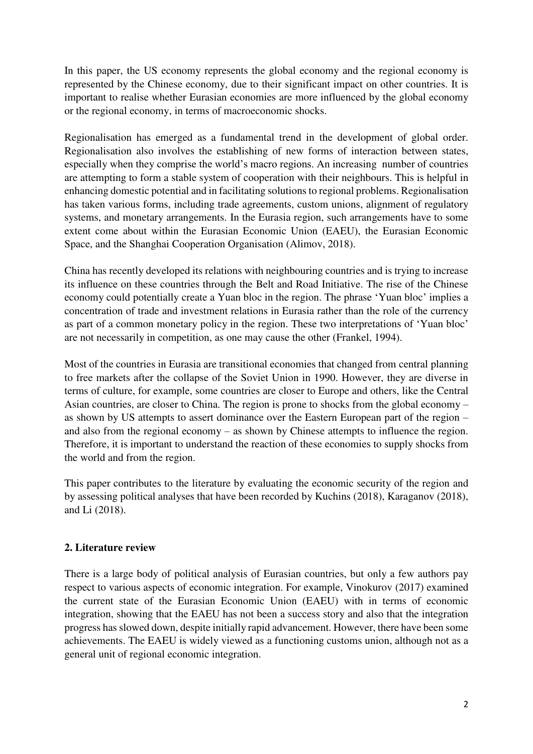In this paper, the US economy represents the global economy and the regional economy is represented by the Chinese economy, due to their significant impact on other countries. It is important to realise whether Eurasian economies are more influenced by the global economy or the regional economy, in terms of macroeconomic shocks.

Regionalisation has emerged as a fundamental trend in the development of global order. Regionalisation also involves the establishing of new forms of interaction between states, especially when they comprise the world's macro regions. An increasing number of countries are attempting to form a stable system of cooperation with their neighbours. This is helpful in enhancing domestic potential and in facilitating solutions to regional problems. Regionalisation has taken various forms, including trade agreements, custom unions, alignment of regulatory systems, and monetary arrangements. In the Eurasia region, such arrangements have to some extent come about within the Eurasian Economic Union (EAEU), the Eurasian Economic Space, and the Shanghai Cooperation Organisation (Alimov, 2018).

China has recently developed its relations with neighbouring countries and is trying to increase its influence on these countries through the Belt and Road Initiative. The rise of the Chinese economy could potentially create a Yuan bloc in the region. The phrase 'Yuan bloc' implies a concentration of trade and investment relations in Eurasia rather than the role of the currency as part of a common monetary policy in the region. These two interpretations of 'Yuan bloc' are not necessarily in competition, as one may cause the other (Frankel, 1994).

Most of the countries in Eurasia are transitional economies that changed from central planning to free markets after the collapse of the Soviet Union in 1990. However, they are diverse in terms of culture, for example, some countries are closer to Europe and others, like the Central Asian countries, are closer to China. The region is prone to shocks from the global economy – as shown by US attempts to assert dominance over the Eastern European part of the region – and also from the regional economy – as shown by Chinese attempts to influence the region. Therefore, it is important to understand the reaction of these economies to supply shocks from the world and from the region.

This paper contributes to the literature by evaluating the economic security of the region and by assessing political analyses that have been recorded by Kuchins (2018), Karaganov (2018), and Li (2018).

## 2. Literature review

There is a large body of political analysis of Eurasian countries, but only a few authors pay respect to various aspects of economic integration. For example, Vinokurov (2017) examined the current state of the Eurasian Economic Union (EAEU) with in terms of economic integration, showing that the EAEU has not been a success story and also that the integration progress has slowed down, despite initially rapid advancement. However, there have been some achievements. The EAEU is widely viewed as a functioning customs union, although not as a general unit of regional economic integration.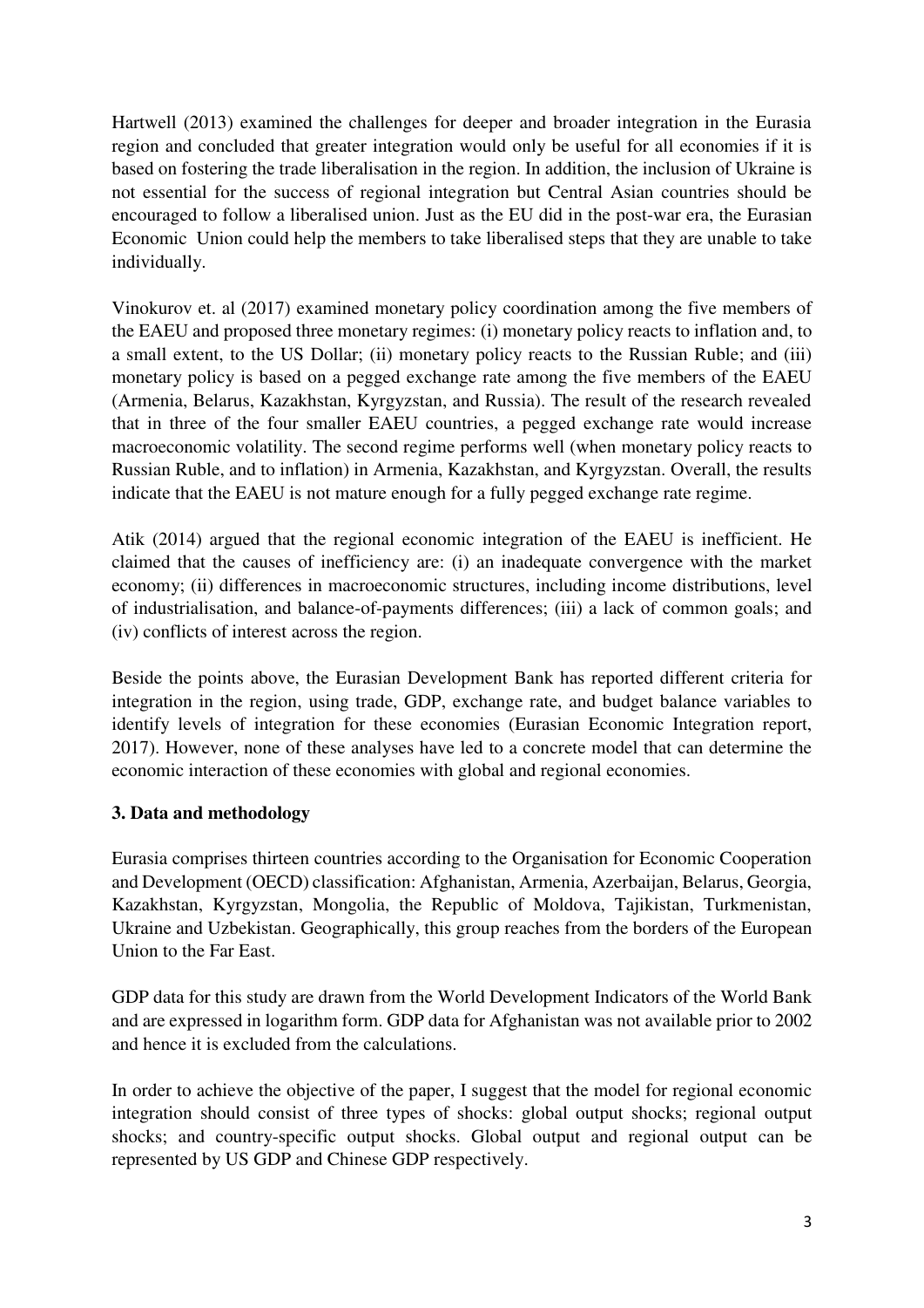Hartwell (2013) examined the challenges for deeper and broader integration in the Eurasia region and concluded that greater integration would only be useful for all economies if it is based on fostering the trade liberalisation in the region. In addition, the inclusion of Ukraine is not essential for the success of regional integration but Central Asian countries should be encouraged to follow a liberalised union. Just as the EU did in the post-war era, the Eurasian Economic Union could help the members to take liberalised steps that they are unable to take individually.

Vinokurov et. al (2017) examined monetary policy coordination among the five members of the EAEU and proposed three monetary regimes: (i) monetary policy reacts to inflation and, to a small extent, to the US Dollar; (ii) monetary policy reacts to the Russian Ruble; and (iii) monetary policy is based on a pegged exchange rate among the five members of the EAEU (Armenia, Belarus, Kazakhstan, Kyrgyzstan, and Russia). The result of the research revealed that in three of the four smaller EAEU countries, a pegged exchange rate would increase macroeconomic volatility. The second regime performs well (when monetary policy reacts to Russian Ruble, and to inflation) in Armenia, Kazakhstan, and Kyrgyzstan. Overall, the results indicate that the EAEU is not mature enough for a fully pegged exchange rate regime.

Atik (2014) argued that the regional economic integration of the EAEU is inefficient. He claimed that the causes of inefficiency are: (i) an inadequate convergence with the market economy; (ii) differences in macroeconomic structures, including income distributions, level of industrialisation, and balance-of-payments differences; (iii) a lack of common goals; and (iv) conflicts of interest across the region.

Beside the points above, the Eurasian Development Bank has reported different criteria for integration in the region, using trade, GDP, exchange rate, and budget balance variables to identify levels of integration for these economies (Eurasian Economic Integration report, 2017). However, none of these analyses have led to a concrete model that can determine the economic interaction of these economies with global and regional economies.

## 3. Data and methodology

Eurasia comprises thirteen countries according to the Organisation for Economic Cooperation and Development (OECD) classification: Afghanistan, Armenia, Azerbaijan, Belarus, Georgia, Kazakhstan, Kyrgyzstan, Mongolia, the Republic of Moldova, Tajikistan, Turkmenistan, Ukraine and Uzbekistan. Geographically, this group reaches from the borders of the European Union to the Far East.

GDP data for this study are drawn from the World Development Indicators of the World Bank and are expressed in logarithm form. GDP data for Afghanistan was not available prior to 2002 and hence it is excluded from the calculations.

In order to achieve the objective of the paper, I suggest that the model for regional economic integration should consist of three types of shocks: global output shocks; regional output shocks; and country-specific output shocks. Global output and regional output can be represented by US GDP and Chinese GDP respectively.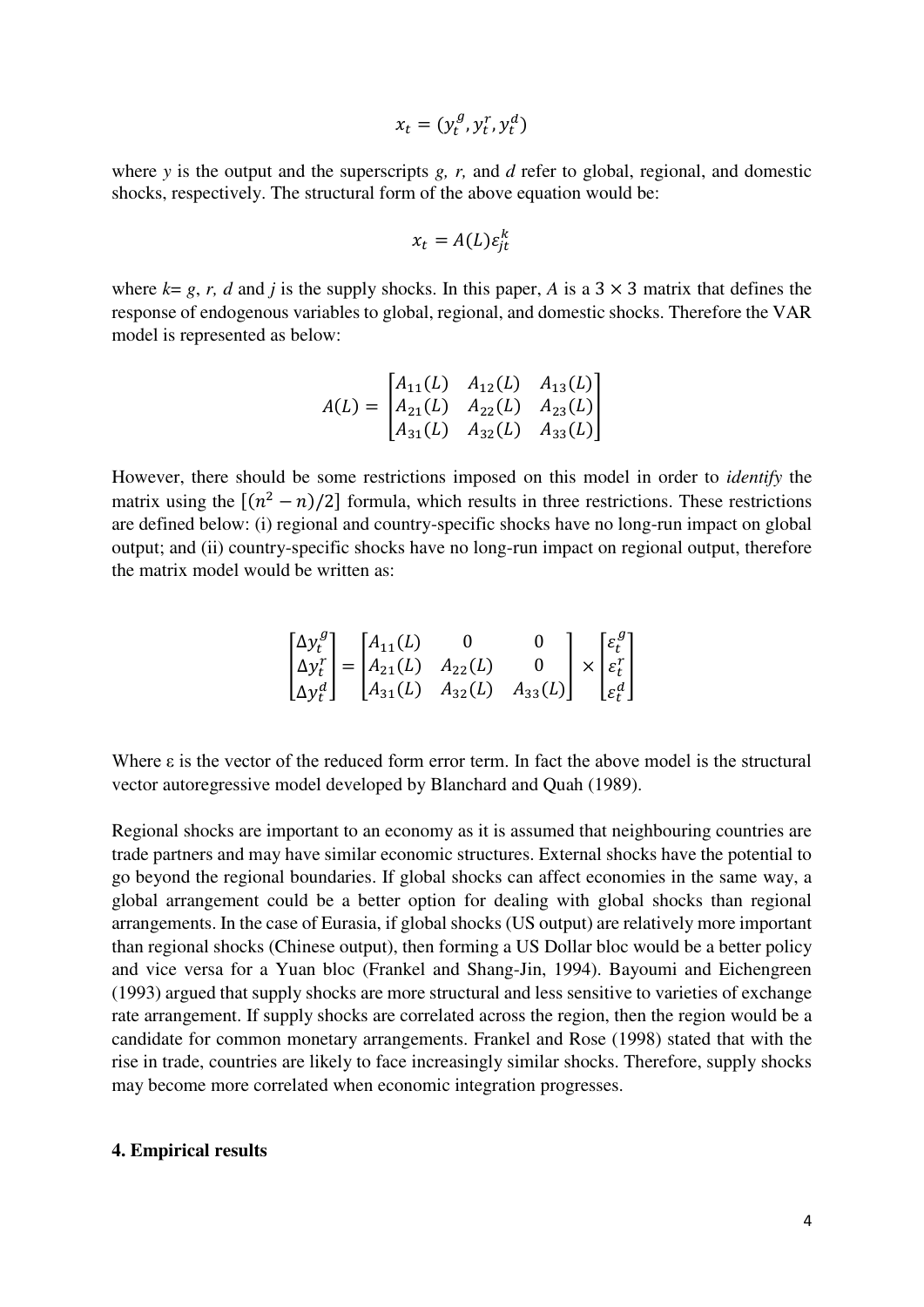$$x_t = (y_t^g, y_t^r, y_t^d)$$

where $y$ is the output and the superscripts $g$, $r$, and $d$ refer to global, regional, and domestic shocks, respectively. The structural form of the above equation would be:

$$x_t = A(L)\varepsilon_{jt}^k$$

where $k$= $g$, $r$, $d$ and $j$ is the supply shocks. In this paper, $A$ is a $3 \times 3$ matrix that defines the response of endogenous variables to global, regional, and domestic shocks. Therefore the VAR model is represented as below:

$$A(L) = \begin{bmatrix} A_{11}(L) & A_{12}(L) & A_{13}(L) \\ A_{21}(L) & A_{22}(L) & A_{23}(L) \\ A_{31}(L) & A_{32}(L) & A_{33}(L) \end{bmatrix}$$

However, there should be some restrictions imposed on this model in order to *identify* the matrix using the $[(n^2 - n)/2]$ formula, which results in three restrictions. These restrictions are defined below: (i) regional and country-specific shocks have no long-run impact on global output; and (ii) country-specific shocks have no long-run impact on regional output, therefore the matrix model would be written as:

$$\begin{bmatrix} \Delta y_t^g \\ \Delta y_t^r \\ \Delta y_t^d \end{bmatrix} = \begin{bmatrix} A_{11}(L) & 0 & 0 \\ A_{21}(L) & A_{22}(L) & 0 \\ A_{31}(L) & A_{32}(L) & A_{33}(L) \end{bmatrix} \times \begin{bmatrix} \varepsilon_t^g \\ \varepsilon_t^r \\ \varepsilon_t^d \end{bmatrix}$$

Where $\varepsilon$ is the vector of the reduced form error term. In fact the above model is the structural vector autoregressive model developed by Blanchard and Quah (1989).

Regional shocks are important to an economy as it is assumed that neighbouring countries are trade partners and may have similar economic structures. External shocks have the potential to go beyond the regional boundaries. If global shocks can affect economies in the same way, a global arrangement could be a better option for dealing with global shocks than regional arrangements. In the case of Eurasia, if global shocks (US output) are relatively more important than regional shocks (Chinese output), then forming a US Dollar bloc would be a better policy and vice versa for a Yuan bloc (Frankel and Shang-Jin, 1994). Bayoumi and Eichengreen (1993) argued that supply shocks are more structural and less sensitive to varieties of exchange rate arrangement. If supply shocks are correlated across the region, then the region would be a candidate for common monetary arrangements. Frankel and Rose (1998) stated that with the rise in trade, countries are likely to face increasingly similar shocks. Therefore, supply shocks may become more correlated when economic integration progresses.

## 4. Empirical results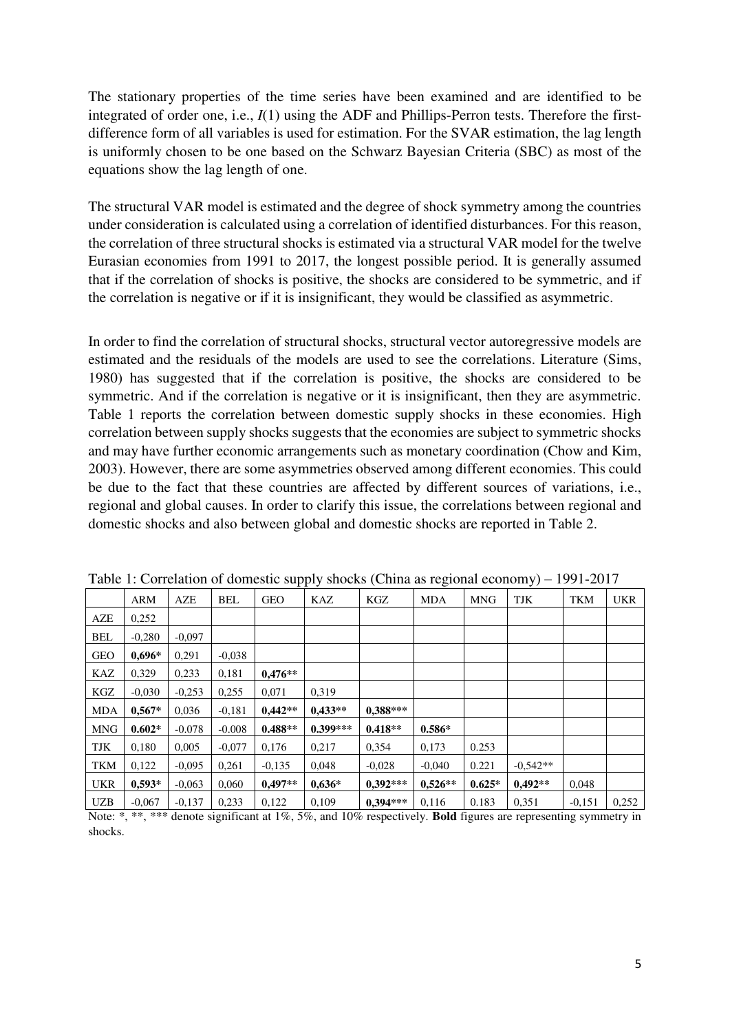The stationary properties of the time series have been examined and are identified to be integrated of order one, i.e., $I(1)$ using the ADF and Phillips-Perron tests. Therefore the first-difference form of all variables is used for estimation. For the SVAR estimation, the lag length is uniformly chosen to be one based on the Schwarz Bayesian Criteria (SBC) as most of the equations show the lag length of one.

The structural VAR model is estimated and the degree of shock symmetry among the countries under consideration is calculated using a correlation of identified disturbances. For this reason, the correlation of three structural shocks is estimated via a structural VAR model for the twelve Eurasian economies from 1991 to 2017, the longest possible period. It is generally assumed that if the correlation of shocks is positive, the shocks are considered to be symmetric, and if the correlation is negative or if it is insignificant, they would be classified as asymmetric.

In order to find the correlation of structural shocks, structural vector autoregressive models are estimated and the residuals of the models are used to see the correlations. Literature (Sims, 1980) has suggested that if the correlation is positive, the shocks are considered to be symmetric. And if the correlation is negative or it is insignificant, then they are asymmetric. Table 1 reports the correlation between domestic supply shocks in these economies. High correlation between supply shocks suggests that the economies are subject to symmetric shocks and may have further economic arrangements such as monetary coordination (Chow and Kim, 2003). However, there are some asymmetries observed among different economies. This could be due to the fact that these countries are affected by different sources of variations, i.e., regional and global causes. In order to clarify this issue, the correlations between regional and domestic shocks and also between global and domestic shocks are reported in Table 2.

Table 1: Correlation of domestic supply shocks (China as regional economy) – 1991-2017

| | ARM | AZE | BEL | GEO | KAZ | KGZ | MDA | MNG | TJK | TKM | UKR |
|---|---|---|---|---|---|---|---|---|---|---|---|
| AZE | 0,252 | | | | | | | | | | |
| BEL | -0,280 | -0,097 | | | | | | | | | |
| GEO | **0,696*** | 0,291 | -0,038 | | | | | | | | |
| KAZ | 0,329 | 0,233 | 0,181 | **0,476**** | | | | | | | |
| KGZ | -0,030 | -0,253 | 0,255 | 0,071 | 0,319 | | | | | | |
| MDA | **0,567*** | 0,036 | -0,181 | **0,442**** | **0,433**** | **0,388***** | | | | | |
| MNG | **0.602*** | -0.078 | -0.008 | **0.488**** | **0.399***** | **0.418**** | **0.586*** | | | | |
| TJK | 0,180 | 0,005 | -0,077 | 0,176 | 0,217 | 0,354 | 0,173 | 0.253 | | | |
| TKM | 0,122 | -0,095 | 0,261 | -0,135 | 0,048 | -0,028 | -0,040 | 0.221 | -0,542** | | |
| UKR | **0,593*** | -0,063 | 0,060 | **0,497**** | **0,636*** | **0,392***** | **0,526**** | **0.625*** | **0,492**** | 0,048 | |
| UZB | -0,067 | -0,137 | 0,233 | 0,122 | 0,109 | **0,394***** | 0,116 | 0.183 | 0,351 | -0,151 | 0,252 |

Note: *, **, *** denote significant at 1%, 5%, and 10% respectively. **Bold** figures are representing symmetry in shocks.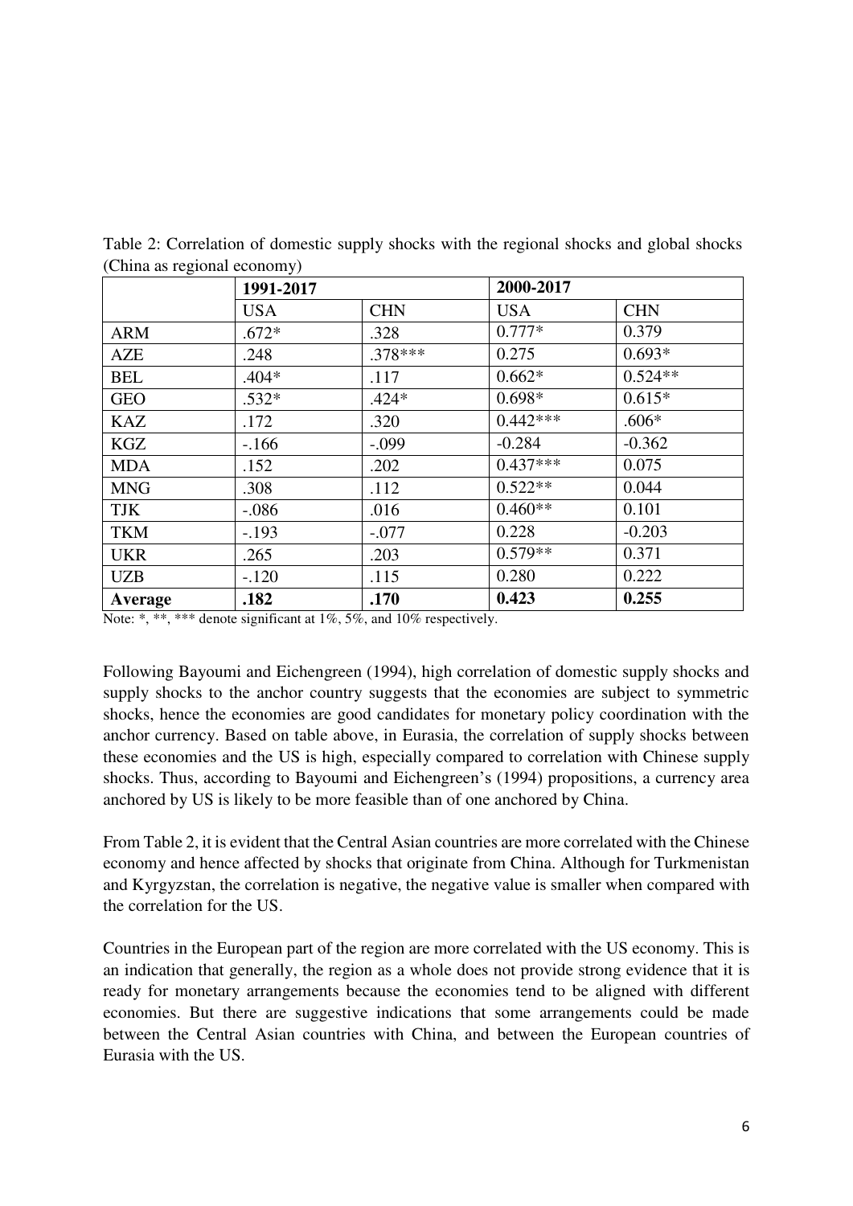Table 2: Correlation of domestic supply shocks with the regional shocks and global shocks (China as regional economy)

| | 1991-2017 | | 2000-2017 | |
|---|---|---|---|---|
| | USA | CHN | USA | CHN |
| ARM | .672* | .328 | 0.777* | 0.379 |
| AZE | .248 | .378*** | 0.275 | 0.693* |
| BEL | .404* | .117 | 0.662* | 0.524** |
| GEO | .532* | .424* | 0.698* | 0.615* |
| KAZ | .172 | .320 | 0.442*** | .606* |
| KGZ | -.166 | -.099 | -0.284 | -0.362 |
| MDA | .152 | .202 | 0.437*** | 0.075 |
| MNG | .308 | .112 | 0.522** | 0.044 |
| TJK | -.086 | .016 | 0.460** | 0.101 |
| TKM | -.193 | -.077 | 0.228 | -0.203 |
| UKR | .265 | .203 | 0.579** | 0.371 |
| UZB | -.120 | .115 | 0.280 | 0.222 |
| **Average** | **.182** | **.170** | **0.423** | **0.255** |

Note: *, **, *** denote significant at 1%, 5%, and 10% respectively.

Following Bayoumi and Eichengreen (1994), high correlation of domestic supply shocks and supply shocks to the anchor country suggests that the economies are subject to symmetric shocks, hence the economies are good candidates for monetary policy coordination with the anchor currency. Based on table above, in Eurasia, the correlation of supply shocks between these economies and the US is high, especially compared to correlation with Chinese supply shocks. Thus, according to Bayoumi and Eichengreen's (1994) propositions, a currency area anchored by US is likely to be more feasible than of one anchored by China.

From Table 2, it is evident that the Central Asian countries are more correlated with the Chinese economy and hence affected by shocks that originate from China. Although for Turkmenistan and Kyrgyzstan, the correlation is negative, the negative value is smaller when compared with the correlation for the US.

Countries in the European part of the region are more correlated with the US economy. This is an indication that generally, the region as a whole does not provide strong evidence that it is ready for monetary arrangements because the economies tend to be aligned with different economies. But there are suggestive indications that some arrangements could be made between the Central Asian countries with China, and between the European countries of Eurasia with the US.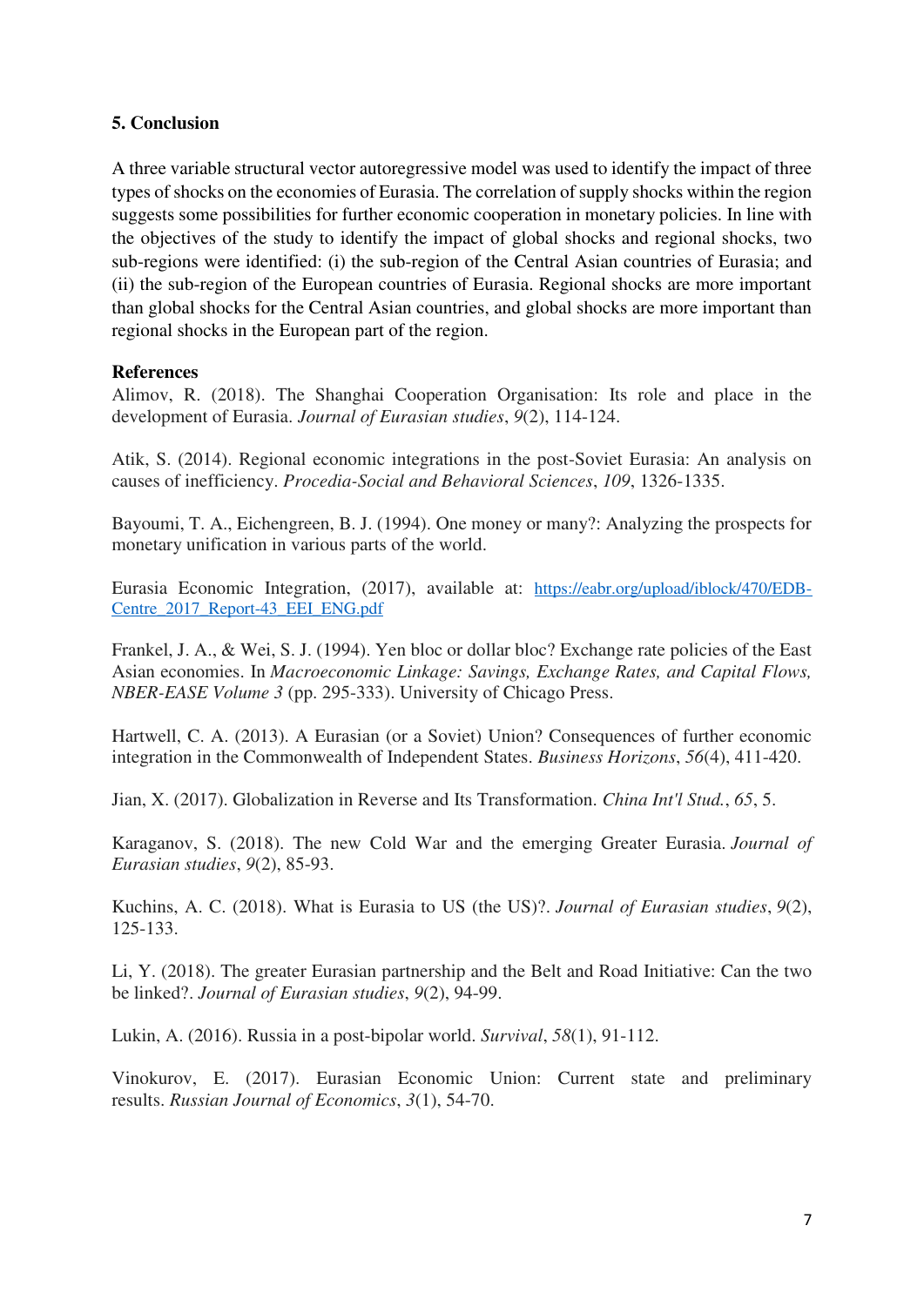## 5. Conclusion

A three variable structural vector autoregressive model was used to identify the impact of three types of shocks on the economies of Eurasia. The correlation of supply shocks within the region suggests some possibilities for further economic cooperation in monetary policies. In line with the objectives of the study to identify the impact of global shocks and regional shocks, two sub-regions were identified: (i) the sub-region of the Central Asian countries of Eurasia; and (ii) the sub-region of the European countries of Eurasia. Regional shocks are more important than global shocks for the Central Asian countries, and global shocks are more important than regional shocks in the European part of the region.

## References

Alimov, R. (2018). The Shanghai Cooperation Organisation: Its role and place in the development of Eurasia. *Journal of Eurasian studies*, *9*(2), 114-124.

Atik, S. (2014). Regional economic integrations in the post-Soviet Eurasia: An analysis on causes of inefficiency. *Procedia-Social and Behavioral Sciences*, *109*, 1326-1335.

Bayoumi, T. A., Eichengreen, B. J. (1994). One money or many?: Analyzing the prospects for monetary unification in various parts of the world.

Eurasia Economic Integration, (2017), available at: https://eabr.org/upload/iblock/470/EDB-Centre_2017_Report-43_EEI_ENG.pdf

Frankel, J. A., & Wei, S. J. (1994). Yen bloc or dollar bloc? Exchange rate policies of the East Asian economies. In *Macroeconomic Linkage: Savings, Exchange Rates, and Capital Flows, NBER-EASE Volume 3* (pp. 295-333). University of Chicago Press.

Hartwell, C. A. (2013). A Eurasian (or a Soviet) Union? Consequences of further economic integration in the Commonwealth of Independent States. *Business Horizons*, *56*(4), 411-420.

Jian, X. (2017). Globalization in Reverse and Its Transformation. *China Int'l Stud.*, *65*, 5.

Karaganov, S. (2018). The new Cold War and the emerging Greater Eurasia. *Journal of Eurasian studies*, *9*(2), 85-93.

Kuchins, A. C. (2018). What is Eurasia to US (the US)?. *Journal of Eurasian studies*, *9*(2), 125-133.

Li, Y. (2018). The greater Eurasian partnership and the Belt and Road Initiative: Can the two be linked?. *Journal of Eurasian studies*, *9*(2), 94-99.

Lukin, A. (2016). Russia in a post-bipolar world. *Survival*, *58*(1), 91-112.

Vinokurov, E. (2017). Eurasian Economic Union: Current state and preliminary results. *Russian Journal of Economics*, *3*(1), 54-70.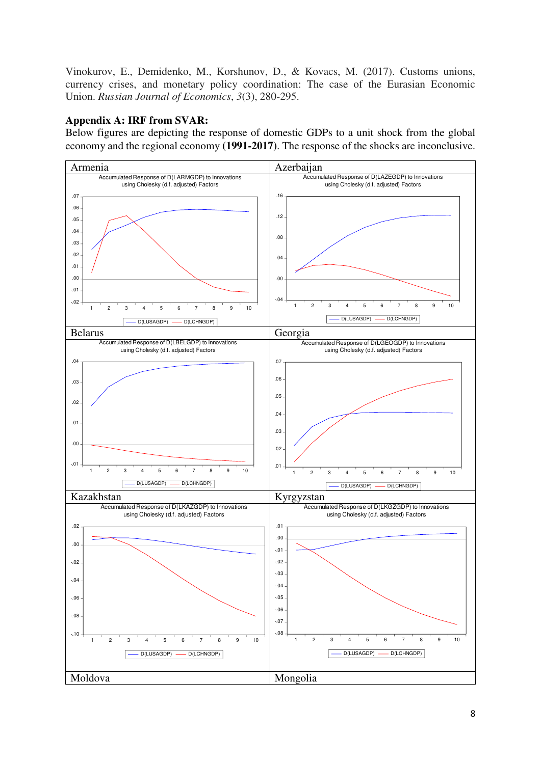Vinokurov, E., Demidenko, M., Korshunov, D., & Kovacs, M. (2017). Customs unions, currency crises, and monetary policy coordination: The case of the Eurasian Economic Union. *Russian Journal of Economics*, *3*(3), 280-295.

## Appendix A: IRF from SVAR:

Below figures are depicting the response of domestic GDPs to a unit shock from the global economy and the regional economy **(1991-2017)**. The response of the shocks are inconclusive.

| Armenia | Azerbaijan |
|---|---|
| Accumulated Response of D(LARMGDP) to Innovations using Cholesky (d.f. adjusted) Factors | Accumulated Response of D(LAZEGDP) to Innovations using Cholesky (d.f. adjusted) Factors |
| D(LUSAGDP) D(LCHNGDP) | D(LUSAGDP) D(LCHNGDP) |
| **Belarus** | **Georgia** |
| Accumulated Response of D(LBELGDP) to Innovations using Cholesky (d.f. adjusted) Factors | Accumulated Response of D(LGEOGDP) to Innovations using Cholesky (d.f. adjusted) Factors |
| D(LUSAGDP) D(LCHNGDP) | D(LUSAGDP) D(LCHNGDP) |
| **Kazakhstan** | **Kyrgyzstan** |
| Accumulated Response of D(LKAZGDP) to Innovations using Cholesky (d.f. adjusted) Factors | Accumulated Response of D(LKGZGDP) to Innovations using Cholesky (d.f. adjusted) Factors |
| D(LUSAGDP) D(LCHNGDP) | D(LUSAGDP) D(LCHNGDP) |
| **Moldova** | **Mongolia** |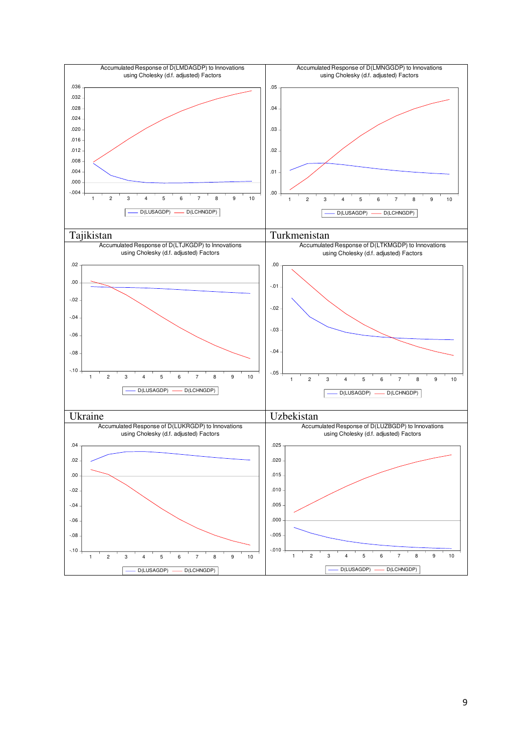Accumulated Response of D(LMDAGDP) to Innovations
using Cholesky (d.f. adjusted) Factors

.036
.032
.028
.024
.020
.016
.012
.008
.004
.000
-.004

1 2 3 4 5 6 7 8 9 10

D(LUSAGDP) D(LCHNGDP)

Accumulated Response of D(LMNGGDP) to Innovations
using Cholesky (d.f. adjusted) Factors

.05
.04
.03
.02
.01
.00

1 2 3 4 5 6 7 8 9 10

D(LUSAGDP) D(LCHNGDP)

## Tajikistan

Accumulated Response of D(LTJKGDP) to Innovations
using Cholesky (d.f. adjusted) Factors

.02
.00
-.02
-.04
-.06
-.08
-.10

1 2 3 4 5 6 7 8 9 10

D(LUSAGDP) D(LCHNGDP)

## Turkmenistan

Accumulated Response of D(LTKMGDP) to Innovations
using Cholesky (d.f. adjusted) Factors

.00
-.01
-.02
-.03
-.04
-.05

1 2 3 4 5 6 7 8 9 10

D(LUSAGDP) D(LCHNGDP)

## Ukraine

Accumulated Response of D(LUKRGDP) to Innovations
using Cholesky (d.f. adjusted) Factors

.04
.02
.00
-.02
-.04
-.06
-.08
-.10

1 2 3 4 5 6 7 8 9 10

D(LUSAGDP) D(LCHNGDP)

## Uzbekistan

Accumulated Response of D(LUZBGDP) to Innovations
using Cholesky (d.f. adjusted) Factors

.025
.020
.015
.010
.005
.000
-.005
-.010

1 2 3 4 5 6 7 8 9 10

D(LUSAGDP) D(LCHNGDP)